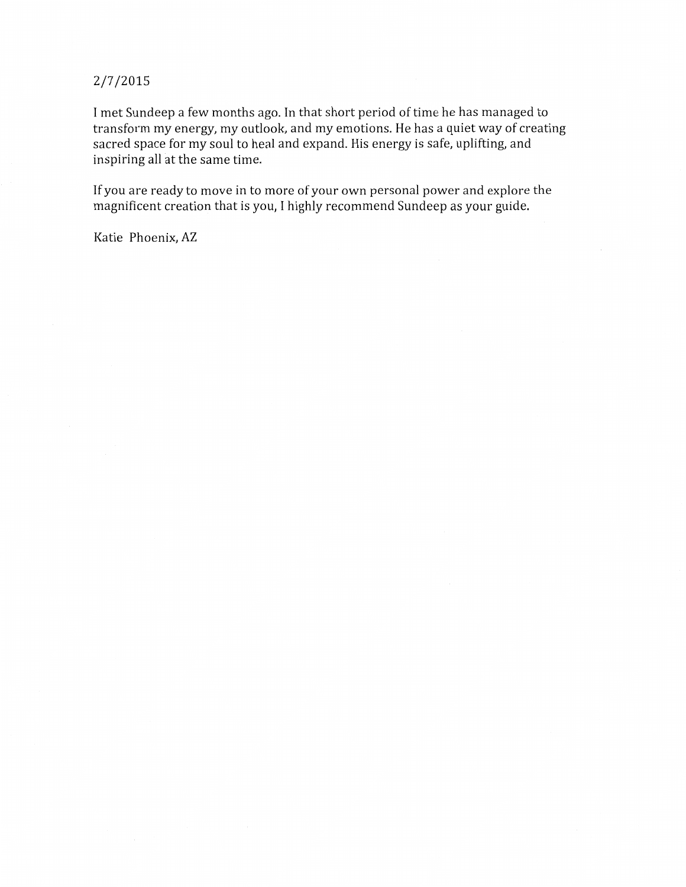2/7/2015

I met Sundeep a few months ago. In that short period of time he has managed to transform my energy, my outlook, and my emotions. He has a quiet way of creating sacred space for my soul to heal and expand. His energy is safe, uplifting, and inspiring all at the same time.

If you are ready to move in to more of your own personal power and explore the magnificent creation that is you, I highly recommend Sundeep as your guide.

Katie Phoenix, AZ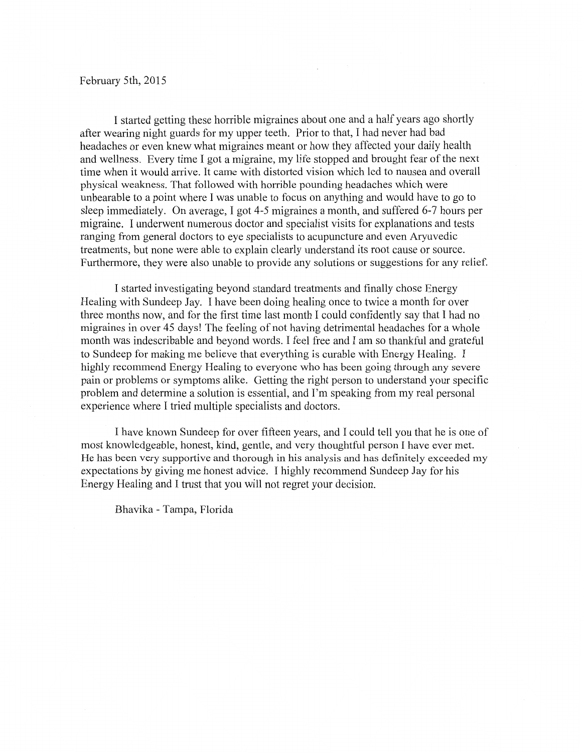February 5th, 2015

I started getting these horrible migraines about one and a half years ago shortly after wearing night guards for my upper teeth. Prior to that, I had never had bad headaches or even knew what migraines meant or how they affected your daily health and wellness. Every time I got a migraine, my life stopped and brought fear of the next time when it would arrive. It came with distorted vision which led to nausea and overall physical weakness. That followed with horrible pounding headaches which were unbearable to a point where I was unable to focus on anything and would have to go to sleep immediately. On average, I got 4-5 migraines a month, and suffered 6-7 hours per migraine. I underwent numerous doctor and specialist visits for explanations and tests ranging from general doctors to eye specialists to acupuncture and even Aryuvedic treatments, but none were able to explain clearly understand its root cause or source. Furthermore, they were also unable to provide any solutions or suggestions for any relief.

I started investigating beyond standard treatments and finally chose Energy Healing with Sundeep Jay. I have been doing healing once to twice a month for over three months now, and for the first time last month I could confidently say that I had no migraines in over 45 days! The feeling of not having detrimental headaches for a whole month was indescribable and beyond words. I feel free and I am so thankful and grateful to Sundeep for making me believe that everything is curable with Energy Healing. I highly recommend Energy Healing to everyone who has been going through any severe pain or problems or symptoms alike. Getting the right person to understand your specific problem and determine a solution is essential, and I'm speaking from my real personal experience where I tried multiple specialists and doctors.

I have known Sundeep for over fifteen years, and I could tell you that he is one of most knowledgeable, honest, kind, gentle, and very thoughtful person I have ever met. He has been very supportive and thorough in his analysis and has definitely exceeded my expectations by giving me honest advice. I highly recommend Sundeep Jay for his Energy Healing and I trust that you will not regret your decision.

Bhavika - Tampa, Florida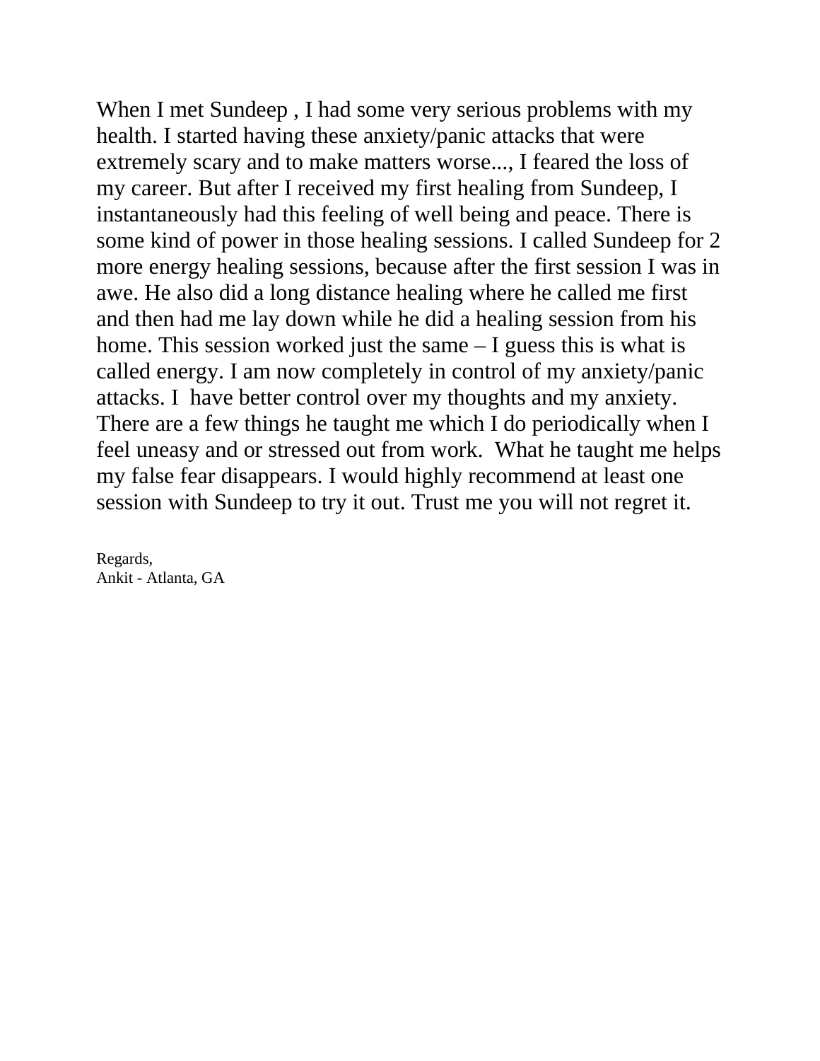When I met Sundeep , I had some very serious problems with my health. I started having these anxiety/panic attacks that were extremely scary and to make matters worse..., I feared the loss of my career. But after I received my first healing from Sundeep, I instantaneously had this feeling of well being and peace. There is some kind of power in those healing sessions. I called Sundeep for 2 more energy healing sessions, because after the first session I was in awe. He also did a long distance healing where he called me first and then had me lay down while he did a healing session from his home. This session worked just the same – I guess this is what is called energy. I am now completely in control of my anxiety/panic attacks. I have better control over my thoughts and my anxiety. There are a few things he taught me which I do periodically when I feel uneasy and or stressed out from work. What he taught me helps my false fear disappears. I would highly recommend at least one session with Sundeep to try it out. Trust me you will not regret it.

Regards,
Ankit - Atlanta, GA